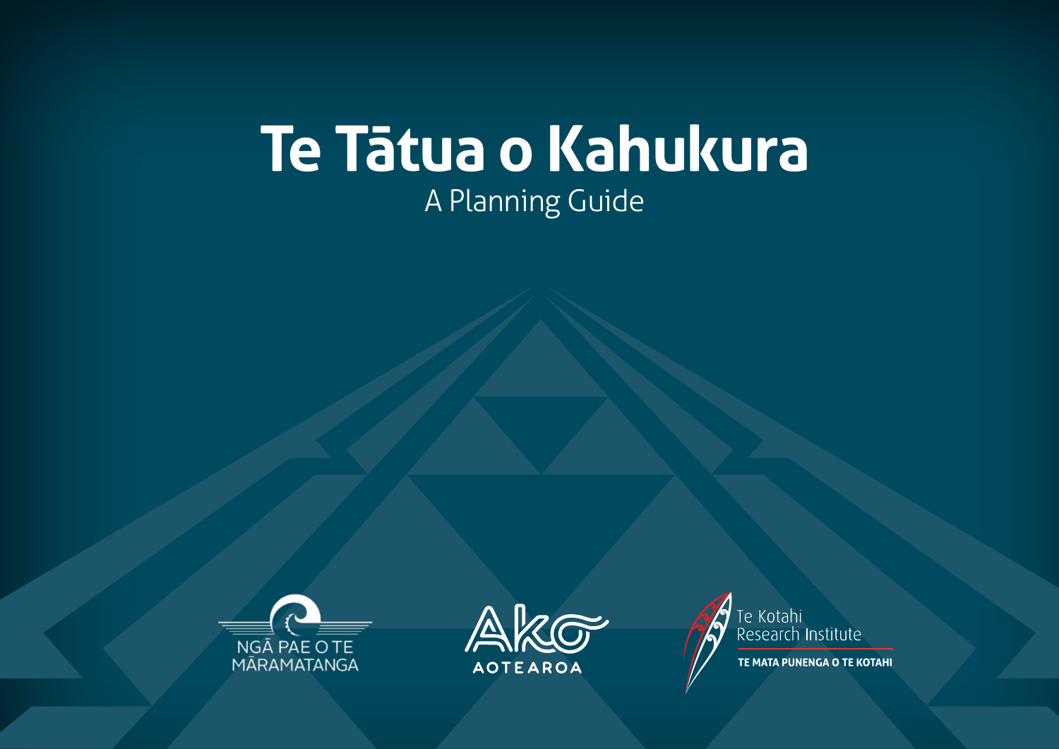# Te Tātua o Kahukura

A Planning Guide

NGĀ PAE O TE MĀRAMATANGA

Ako AOTEAROA

Te Kotahi Research Institute

TE MATA PUNENGA O TE KOTAHI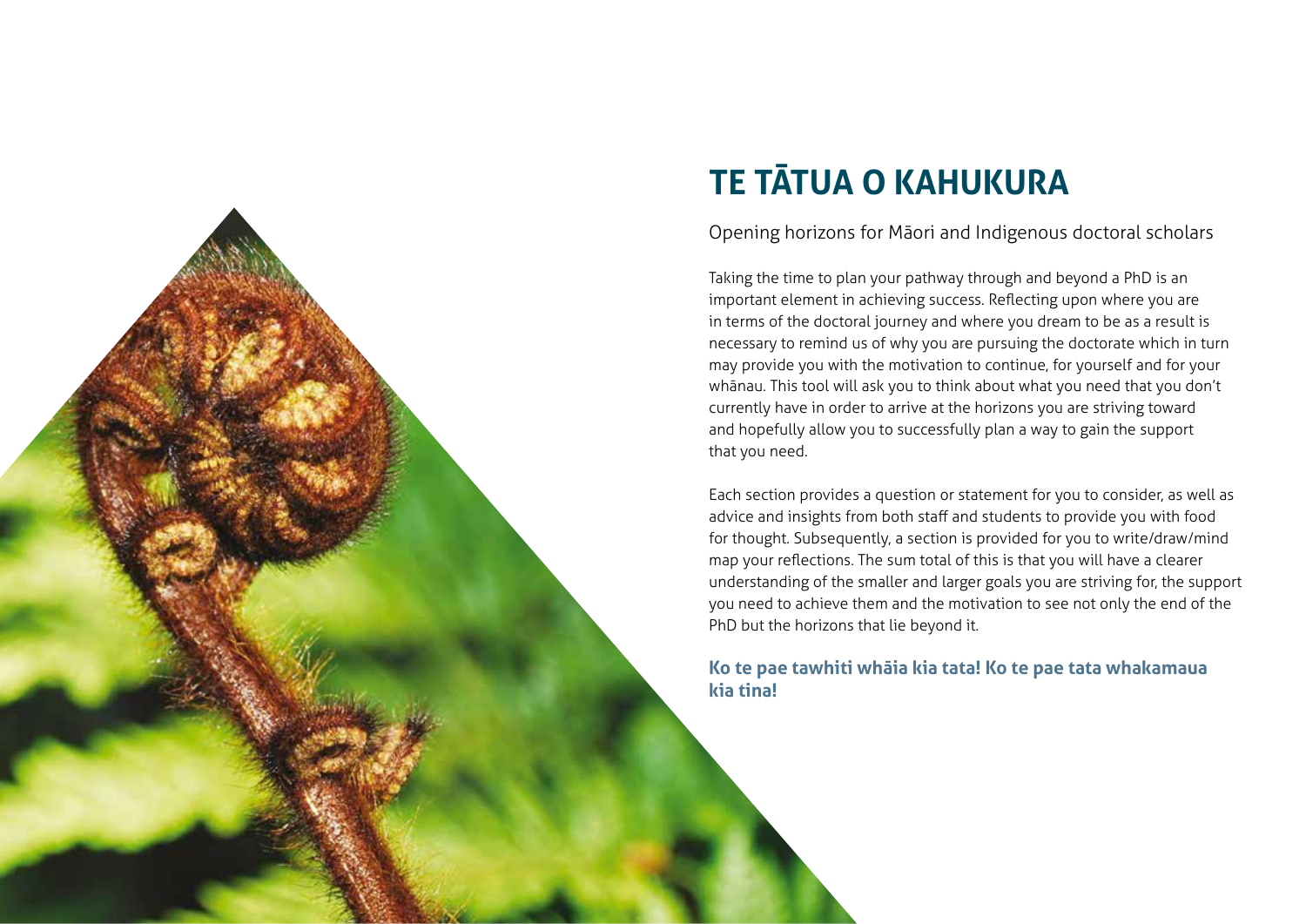# TE TĀTUA O KAHUKURA

Opening horizons for Māori and Indigenous doctoral scholars

Taking the time to plan your pathway through and beyond a PhD is an important element in achieving success. Reflecting upon where you are in terms of the doctoral journey and where you dream to be as a result is necessary to remind us of why you are pursuing the doctorate which in turn may provide you with the motivation to continue, for yourself and for your whānau. This tool will ask you to think about what you need that you don't currently have in order to arrive at the horizons you are striving toward and hopefully allow you to successfully plan a way to gain the support that you need.

Each section provides a question or statement for you to consider, as well as advice and insights from both staff and students to provide you with food for thought. Subsequently, a section is provided for you to write/draw/mind map your reflections. The sum total of this is that you will have a clearer understanding of the smaller and larger goals you are striving for, the support you need to achieve them and the motivation to see not only the end of the PhD but the horizons that lie beyond it.

**Ko te pae tawhiti whāia kia tata! Ko te pae tata whakamaua kia tina!**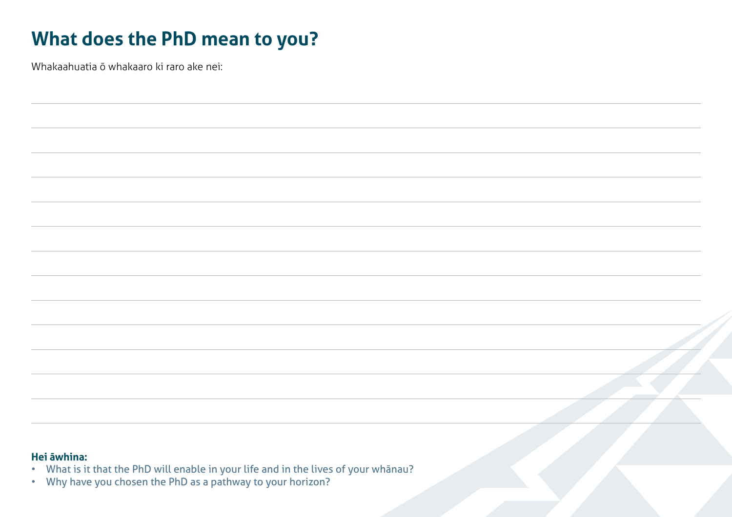# What does the PhD mean to you?

Whakaahuatia ō whakaaro ki raro ake nei:

**Hei āwhina:**

- What is it that the PhD will enable in your life and in the lives of your whānau?
- Why have you chosen the PhD as a pathway to your horizon?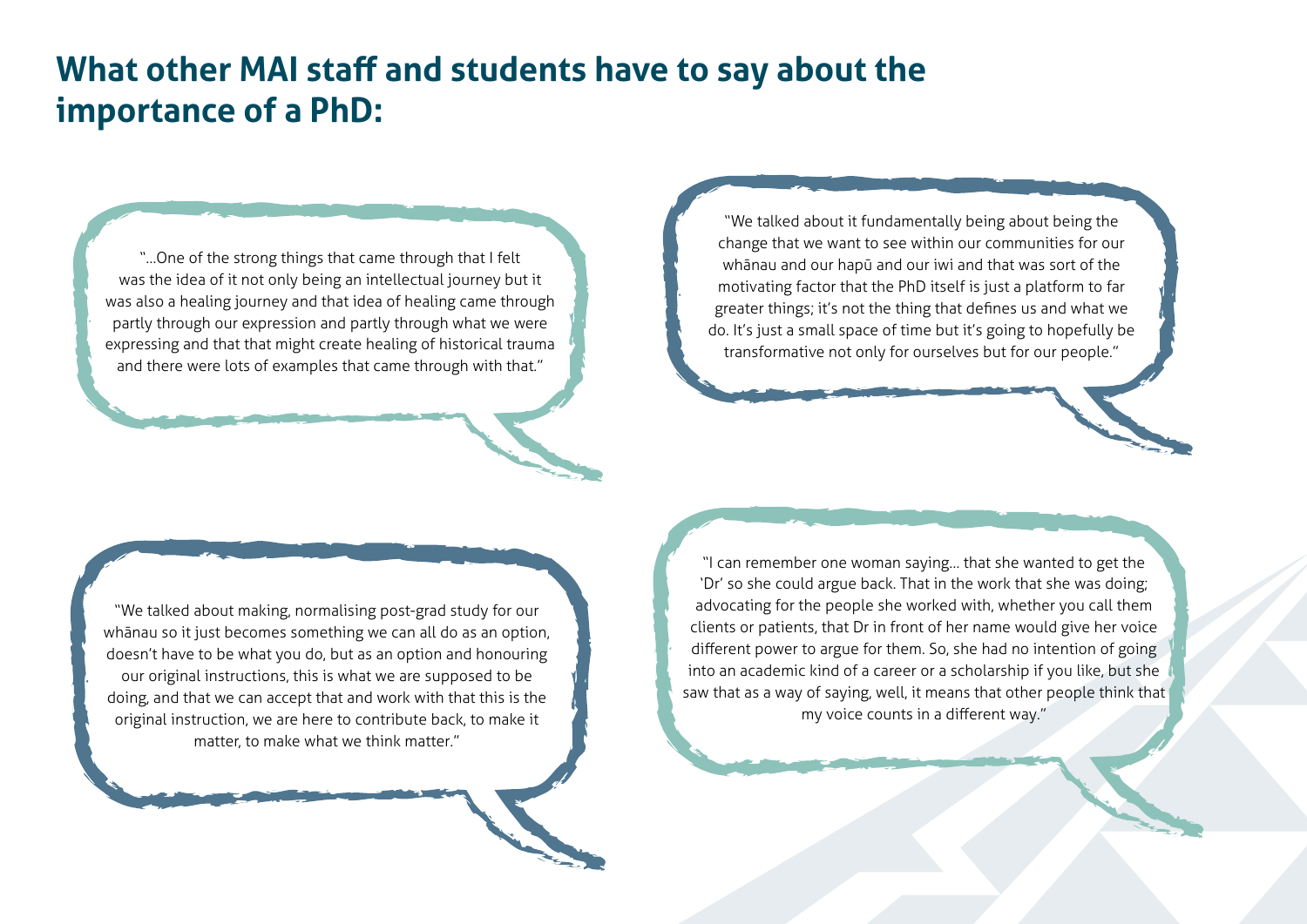# What other MAI staff and students have to say about the importance of a PhD:

"...One of the strong things that came through that I felt was the idea of it not only being an intellectual journey but it was also a healing journey and that idea of healing came through partly through our expression and partly through what we were expressing and that that might create healing of historical trauma and there were lots of examples that came through with that."

"We talked about it fundamentally being about being the change that we want to see within our communities for our whānau and our hapū and our iwi and that was sort of the motivating factor that the PhD itself is just a platform to far greater things; it's not the thing that defines us and what we do. It's just a small space of time but it's going to hopefully be transformative not only for ourselves but for our people."

"We talked about making, normalising post-grad study for our whānau so it just becomes something we can all do as an option, doesn't have to be what you do, but as an option and honouring our original instructions, this is what we are supposed to be doing, and that we can accept that and work with that this is the original instruction, we are here to contribute back, to make it matter, to make what we think matter."

"I can remember one woman saying... that she wanted to get the 'Dr' so she could argue back. That in the work that she was doing; advocating for the people she worked with, whether you call them clients or patients, that Dr in front of her name would give her voice different power to argue for them. So, she had no intention of going into an academic kind of a career or a scholarship if you like, but she saw that as a way of saying, well, it means that other people think that my voice counts in a different way."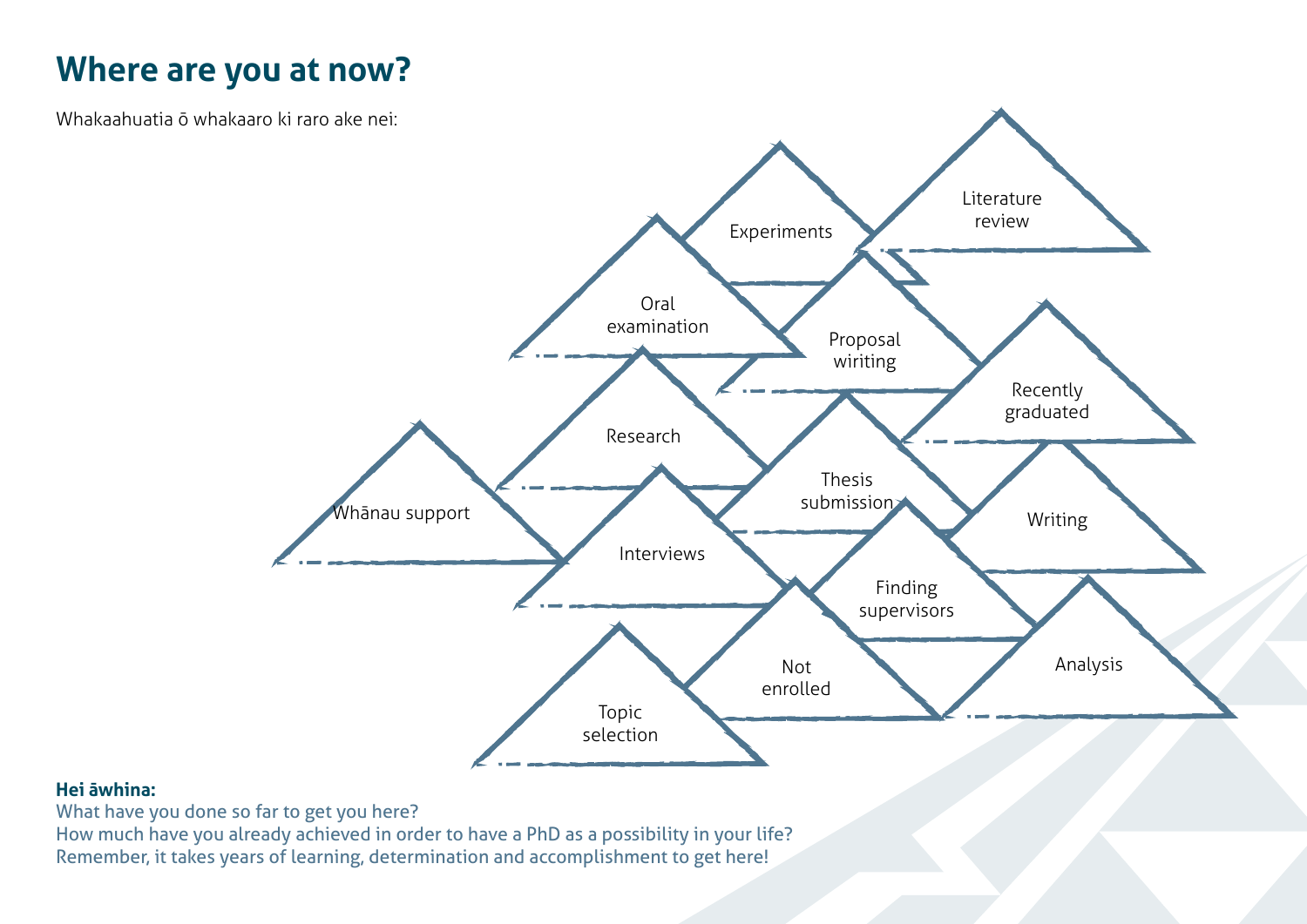# Where are you at now?

Whakaahuatia ō whakaaro ki raro ake nei:

- Experiments
- Literature review
- Oral examination
- Proposal wiriting
- Recently graduated
- Research
- Whānau support
- Thesis submission
- Writing
- Interviews
- Finding supervisors
- Not enrolled
- Analysis
- Topic selection

**Hei āwhina:**

What have you done so far to get you here?
How much have you already achieved in order to have a PhD as a possibility in your life?
Remember, it takes years of learning, determination and accomplishment to get here!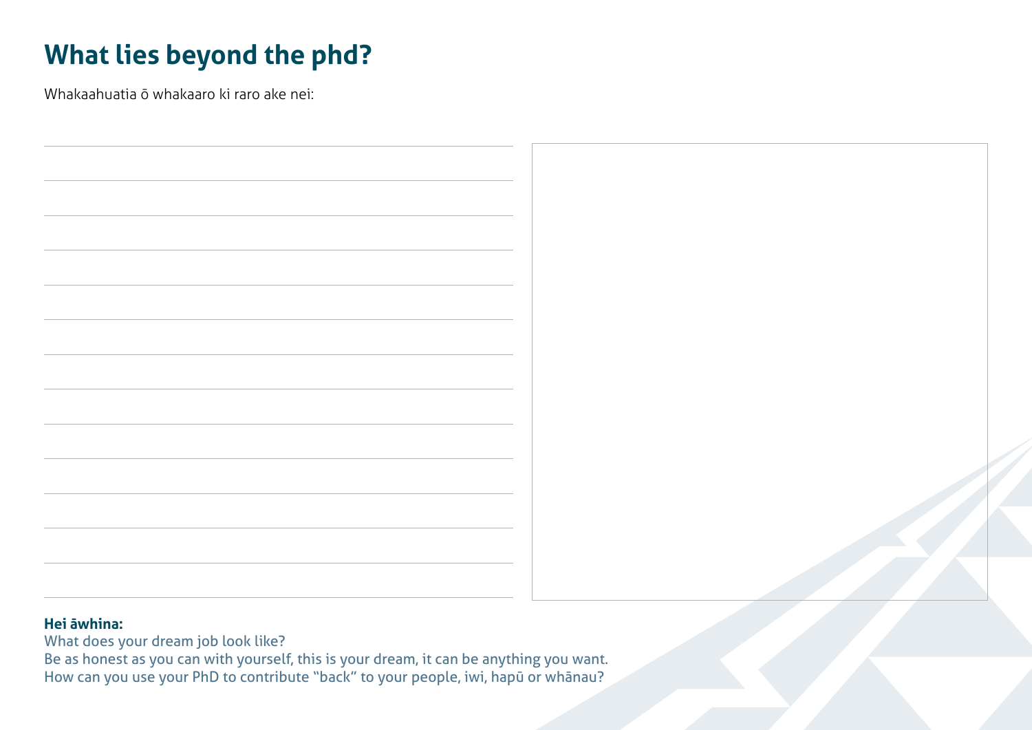# What lies beyond the phd?

Whakaahuatia ō whakaaro ki raro ake nei:

**Hei āwhina:**

What does your dream job look like?

Be as honest as you can with yourself, this is your dream, it can be anything you want.

How can you use your PhD to contribute "back" to your people, iwi, hapū or whānau?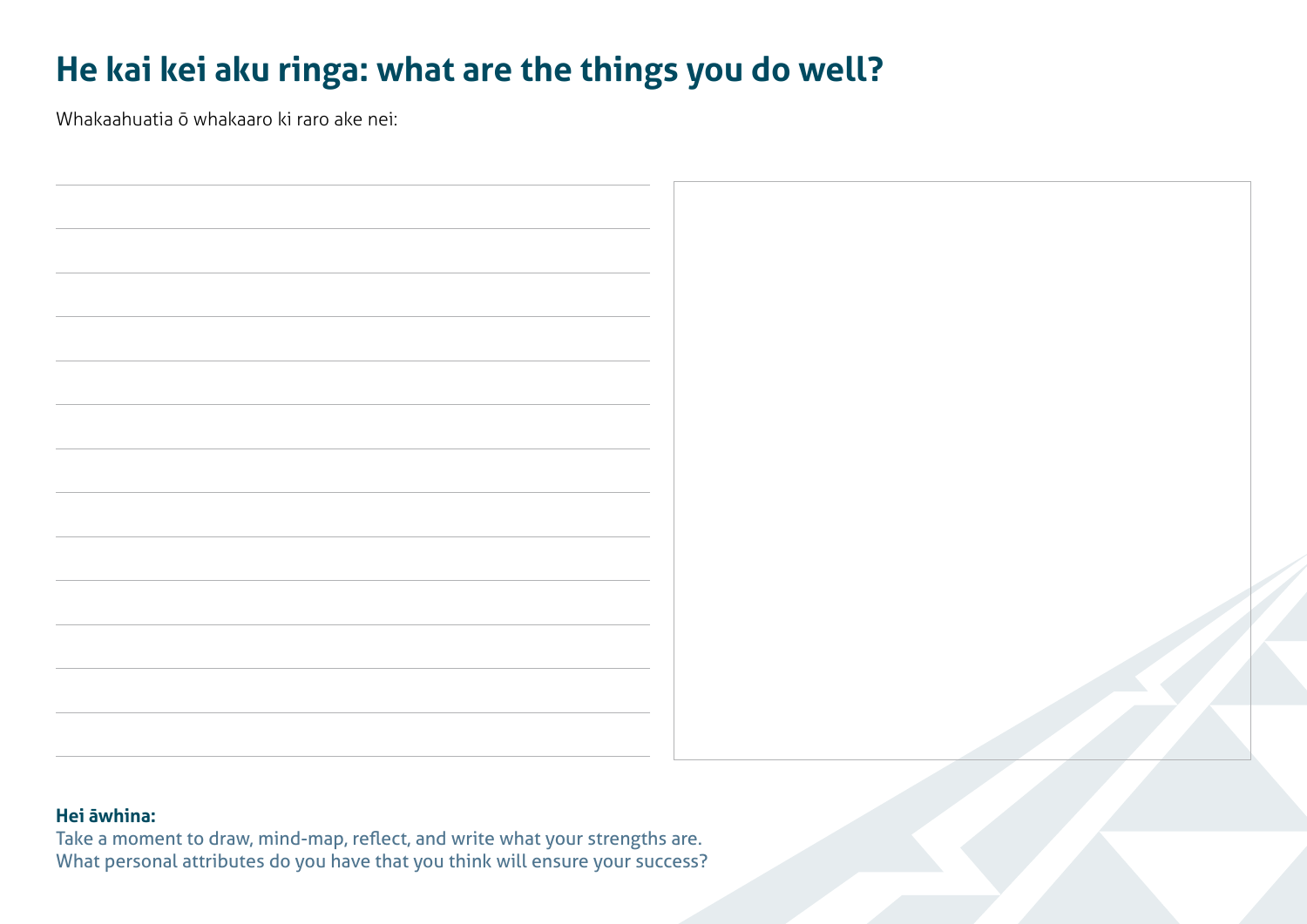# He kai kei aku ringa: what are the things you do well?

Whakaahuatia ō whakaaro ki raro ake nei:

**Hei āwhina:**

Take a moment to draw, mind-map, reflect, and write what your strengths are.
What personal attributes do you have that you think will ensure your success?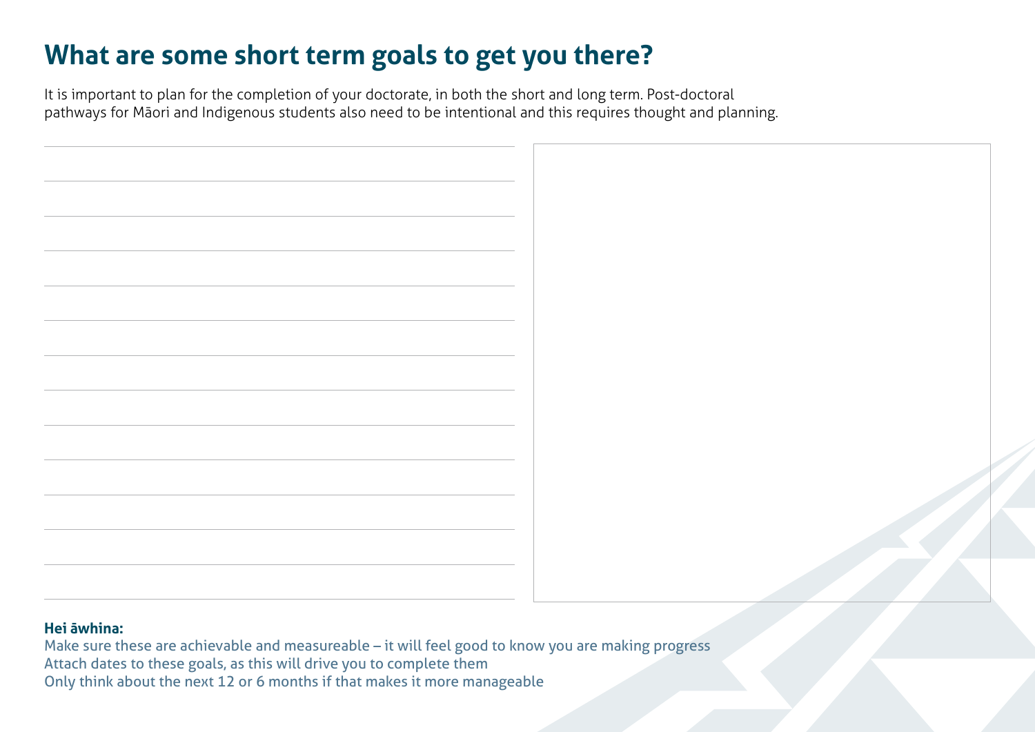# What are some short term goals to get you there?

It is important to plan for the completion of your doctorate, in both the short and long term. Post-doctoral pathways for Māori and Indigenous students also need to be intentional and this requires thought and planning.

**Hei āwhina:**

Make sure these are achievable and measureable – it will feel good to know you are making progress
Attach dates to these goals, as this will drive you to complete them
Only think about the next 12 or 6 months if that makes it more manageable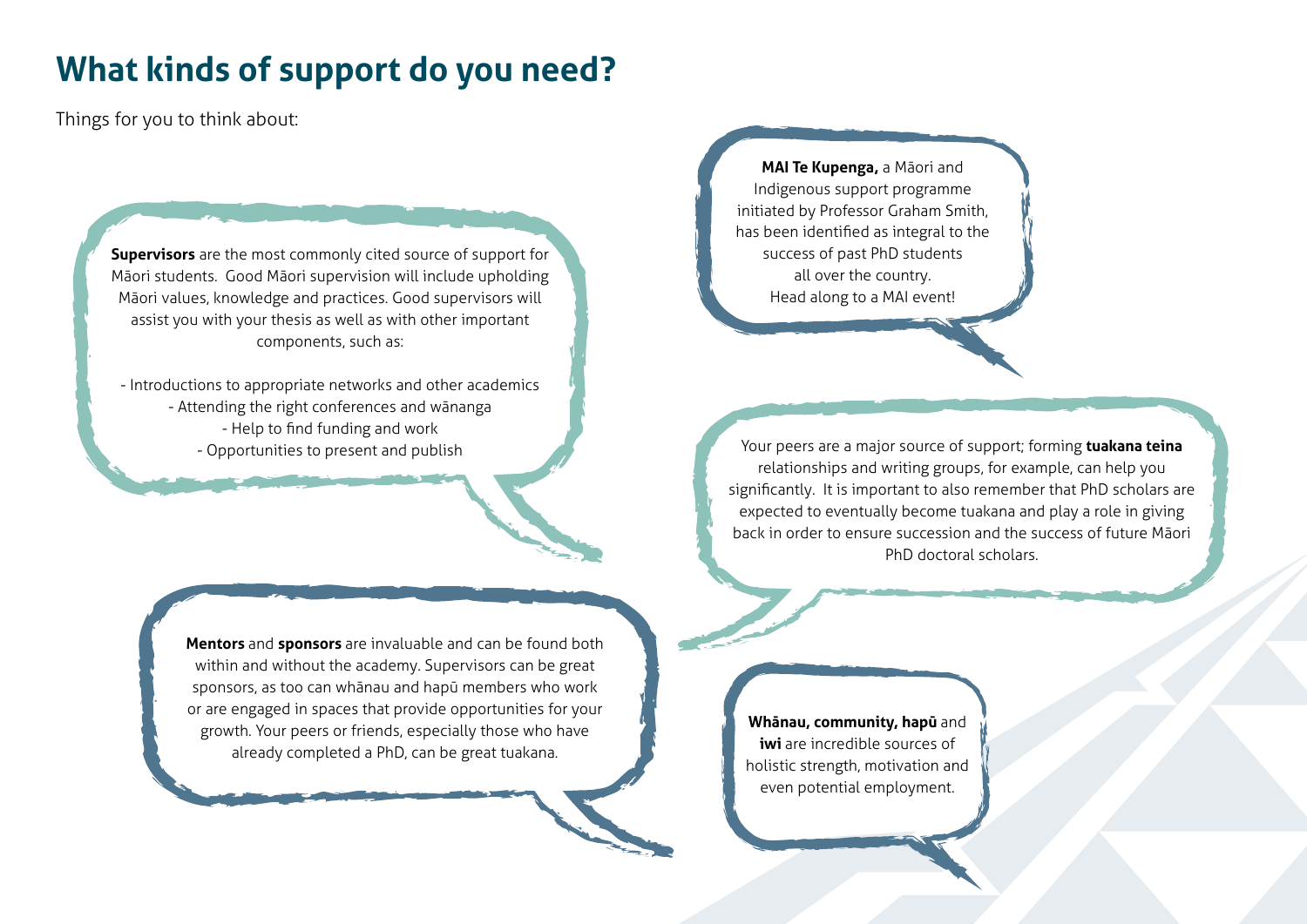# What kinds of support do you need?

Things for you to think about:

**Supervisors** are the most commonly cited source of support for Māori students. Good Māori supervision will include upholding Māori values, knowledge and practices. Good supervisors will assist you with your thesis as well as with other important components, such as:

- Introductions to appropriate networks and other academics
- Attending the right conferences and wānanga
- Help to find funding and work
- Opportunities to present and publish

**MAI Te Kupenga,** a Māori and Indigenous support programme initiated by Professor Graham Smith, has been identified as integral to the success of past PhD students all over the country. Head along to a MAI event!

Your peers are a major source of support; forming **tuakana teina** relationships and writing groups, for example, can help you significantly. It is important to also remember that PhD scholars are expected to eventually become tuakana and play a role in giving back in order to ensure succession and the success of future Māori PhD doctoral scholars.

**Mentors** and **sponsors** are invaluable and can be found both within and without the academy. Supervisors can be great sponsors, as too can whānau and hapū members who work or are engaged in spaces that provide opportunities for your growth. Your peers or friends, especially those who have already completed a PhD, can be great tuakana.

**Whānau, community, hapū** and **iwi** are incredible sources of holistic strength, motivation and even potential employment.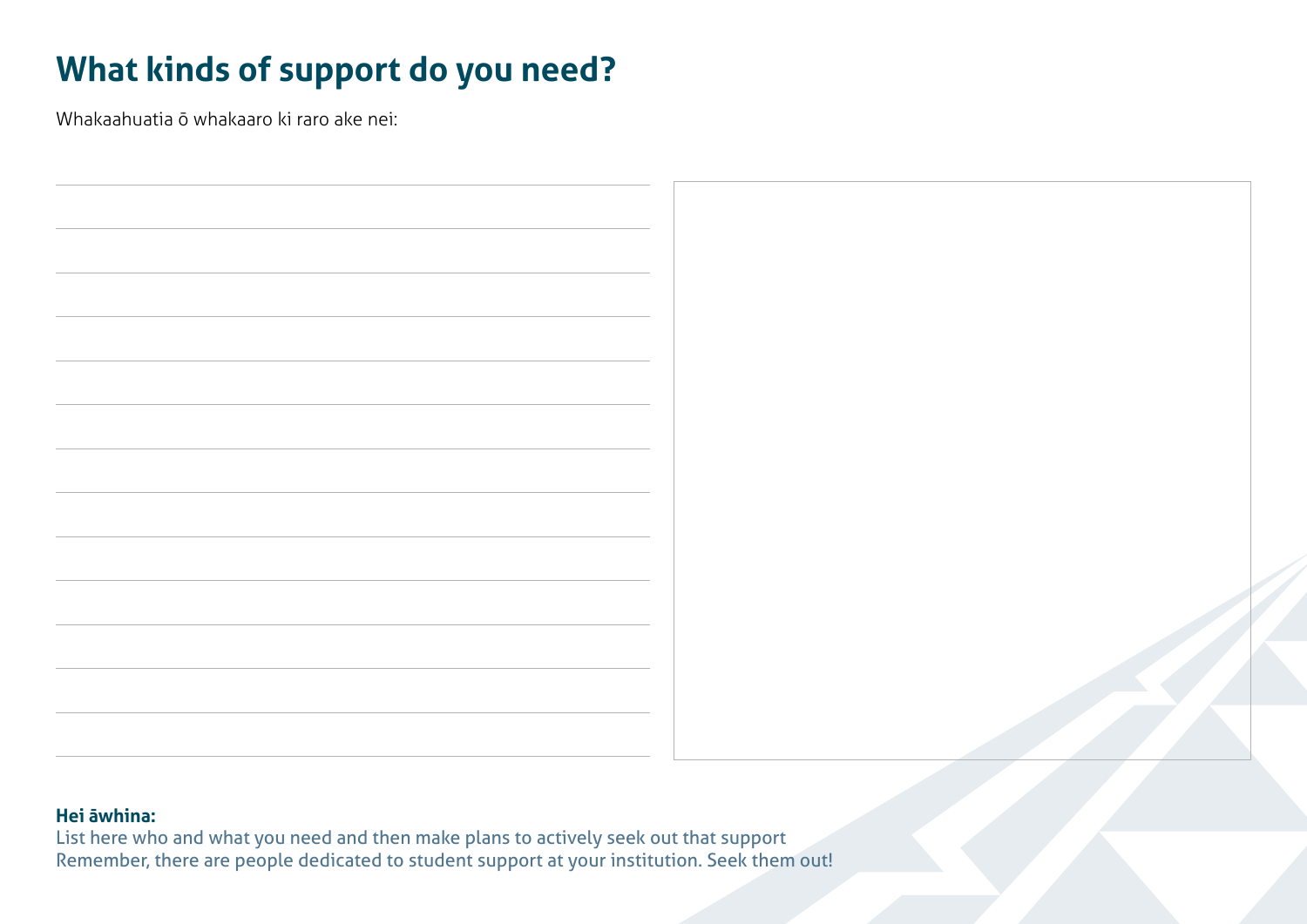# What kinds of support do you need?

Whakaahuatia ō whakaaro ki raro ake nei:

**Hei āwhina:**
List here who and what you need and then make plans to actively seek out that support
Remember, there are people dedicated to student support at your institution. Seek them out!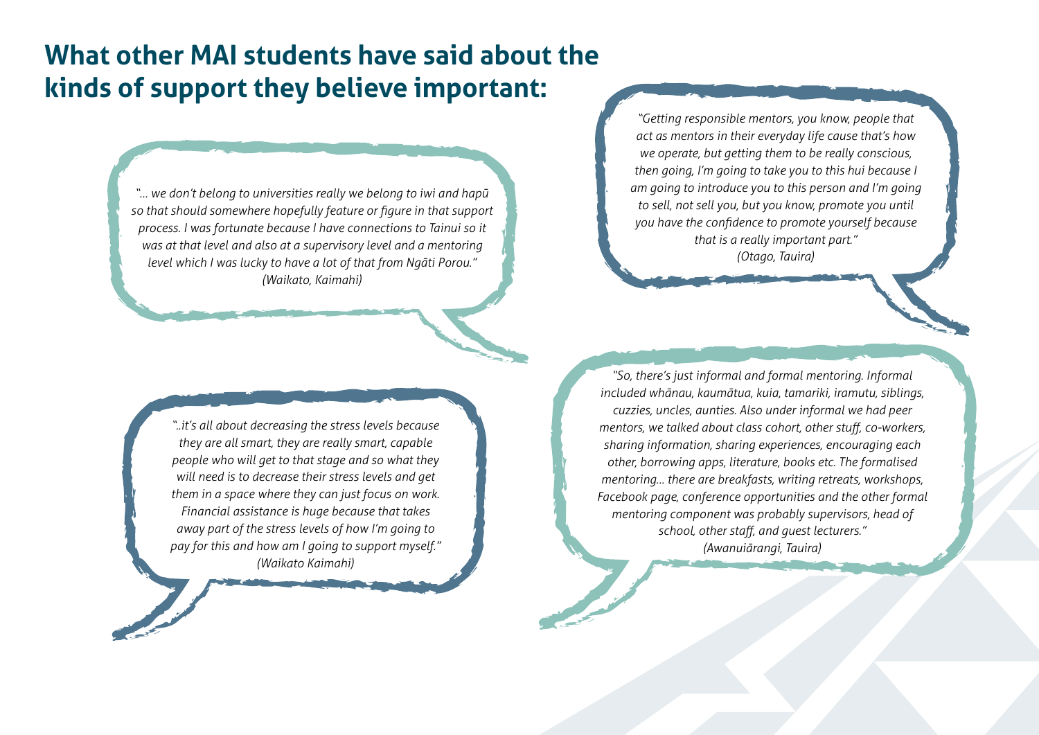## What other MAI students have said about the kinds of support they believe important:

*"... we don't belong to universities really we belong to iwi and hapū so that should somewhere hopefully feature or figure in that support process. I was fortunate because I have connections to Tainui so it was at that level and also at a supervisory level and a mentoring level which I was lucky to have a lot of that from Ngāti Porou."*
*(Waikato, Kaimahi)*

*"Getting responsible mentors, you know, people that act as mentors in their everyday life cause that's how we operate, but getting them to be really conscious, then going, I'm going to take you to this hui because I am going to introduce you to this person and I'm going to sell, not sell you, but you know, promote you until you have the confidence to promote yourself because that is a really important part."*
*(Otago, Tauira)*

*"..it's all about decreasing the stress levels because they are all smart, they are really smart, capable people who will get to that stage and so what they will need is to decrease their stress levels and get them in a space where they can just focus on work. Financial assistance is huge because that takes away part of the stress levels of how I'm going to pay for this and how am I going to support myself."*
*(Waikato Kaimahi)*

*"So, there's just informal and formal mentoring. Informal included whānau, kaumātua, kuia, tamariki, iramutu, siblings, cuzzies, uncles, aunties. Also under informal we had peer mentors, we talked about class cohort, other stuff, co-workers, sharing information, sharing experiences, encouraging each other, borrowing apps, literature, books etc. The formalised mentoring… there are breakfasts, writing retreats, workshops, Facebook page, conference opportunities and the other formal mentoring component was probably supervisors, head of school, other staff, and guest lecturers."*
*(Awanuiārangi, Tauira)*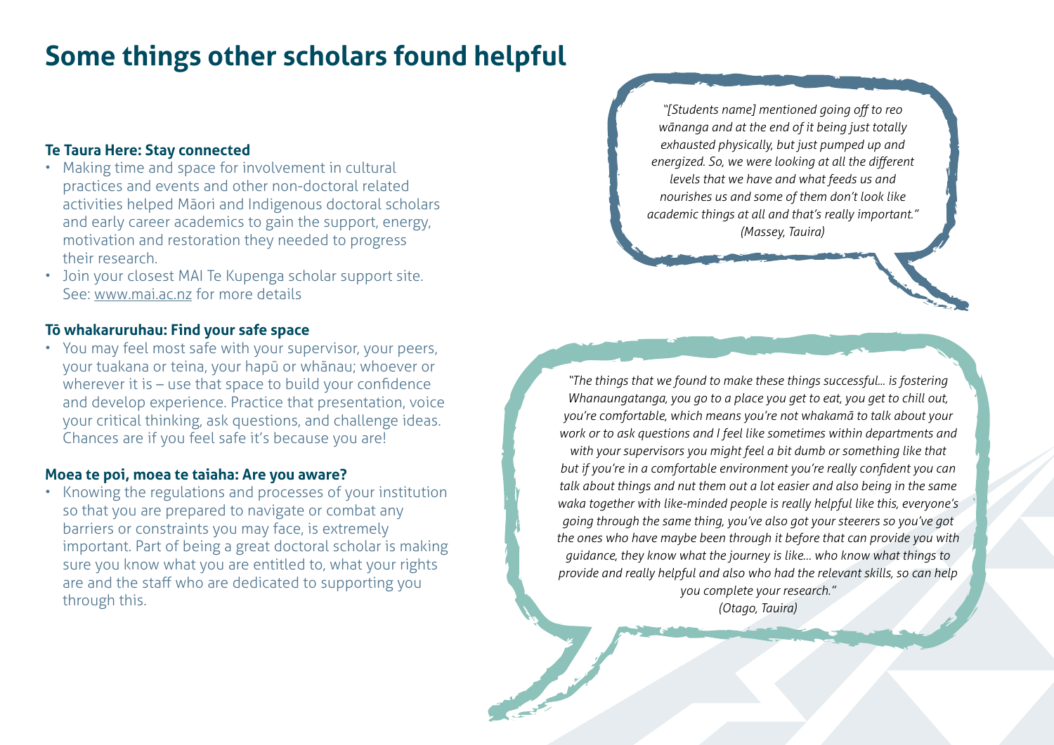# Some things other scholars found helpful

### Te Taura Here: Stay connected

- Making time and space for involvement in cultural practices and events and other non-doctoral related activities helped Māori and Indigenous doctoral scholars and early career academics to gain the support, energy, motivation and restoration they needed to progress their research.
- Join your closest MAI Te Kupenga scholar support site. See: www.mai.ac.nz for more details

### Tō whakaruruhau: Find your safe space

- You may feel most safe with your supervisor, your peers, your tuakana or teina, your hapū or whānau; whoever or wherever it is – use that space to build your confidence and develop experience. Practice that presentation, voice your critical thinking, ask questions, and challenge ideas. Chances are if you feel safe it's because you are!

### Moea te poi, moea te taiaha: Are you aware?

- Knowing the regulations and processes of your institution so that you are prepared to navigate or combat any barriers or constraints you may face, is extremely important. Part of being a great doctoral scholar is making sure you know what you are entitled to, what your rights are and the staff who are dedicated to supporting you through this.

> *"[Students name] mentioned going off to reo wānanga and at the end of it being just totally exhausted physically, but just pumped up and energized. So, we were looking at all the different levels that we have and what feeds us and nourishes us and some of them don't look like academic things at all and that's really important."*
> *(Massey, Tauira)*

> *"The things that we found to make these things successful… is fostering Whanaungatanga, you go to a place you get to eat, you get to chill out, you're comfortable, which means you're not whakamā to talk about your work or to ask questions and I feel like sometimes within departments and with your supervisors you might feel a bit dumb or something like that but if you're in a comfortable environment you're really confident you can talk about things and nut them out a lot easier and also being in the same waka together with like-minded people is really helpful like this, everyone's going through the same thing, you've also got your steerers so you've got the ones who have maybe been through it before that can provide you with guidance, they know what the journey is like… who know what things to provide and really helpful and also who had the relevant skills, so can help you complete your research."*
> *(Otago, Tauira)*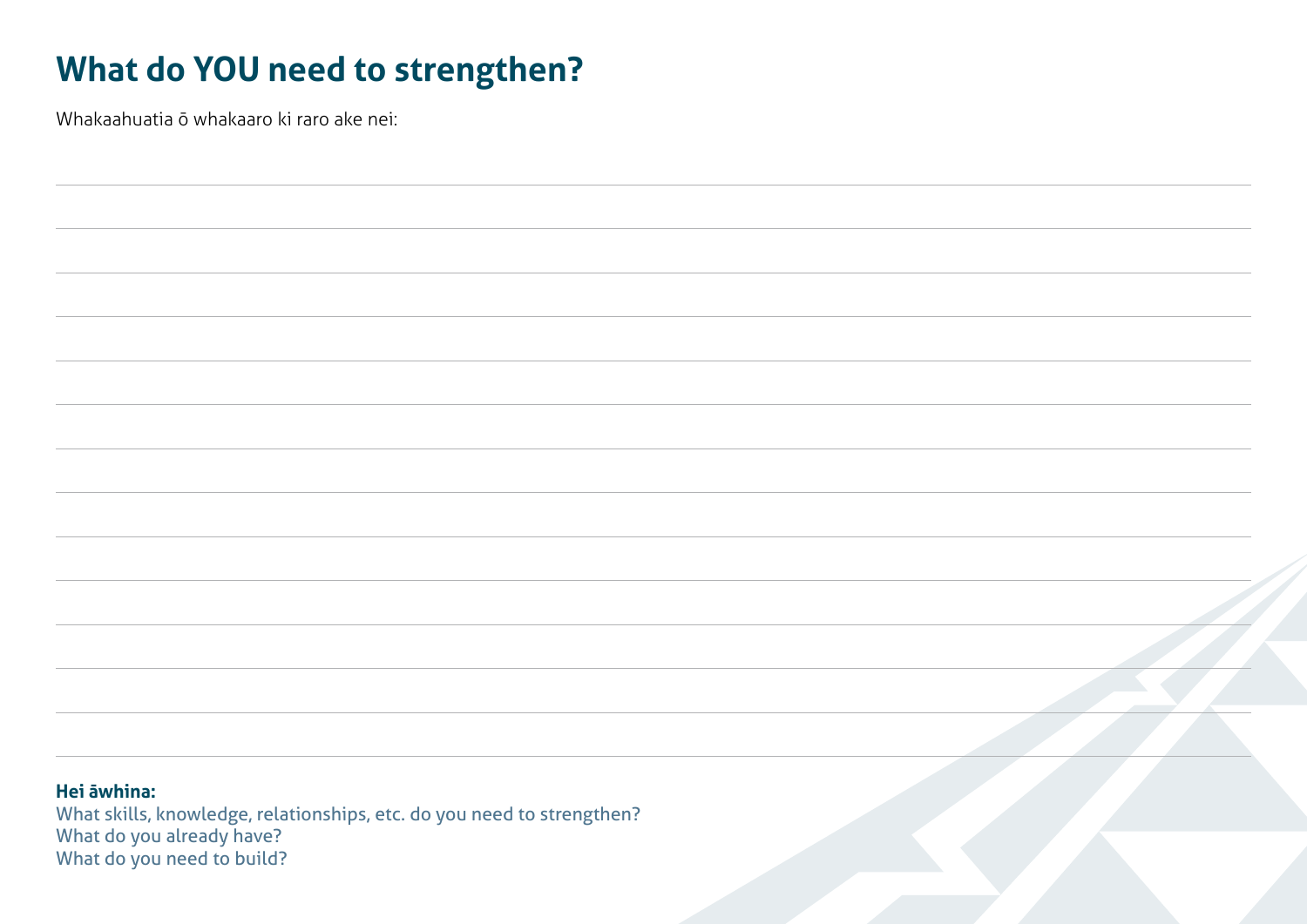# What do YOU need to strengthen?

Whakaahuatia ō whakaaro ki raro ake nei:

**Hei āwhina:**

What skills, knowledge, relationships, etc. do you need to strengthen?
What do you already have?
What do you need to build?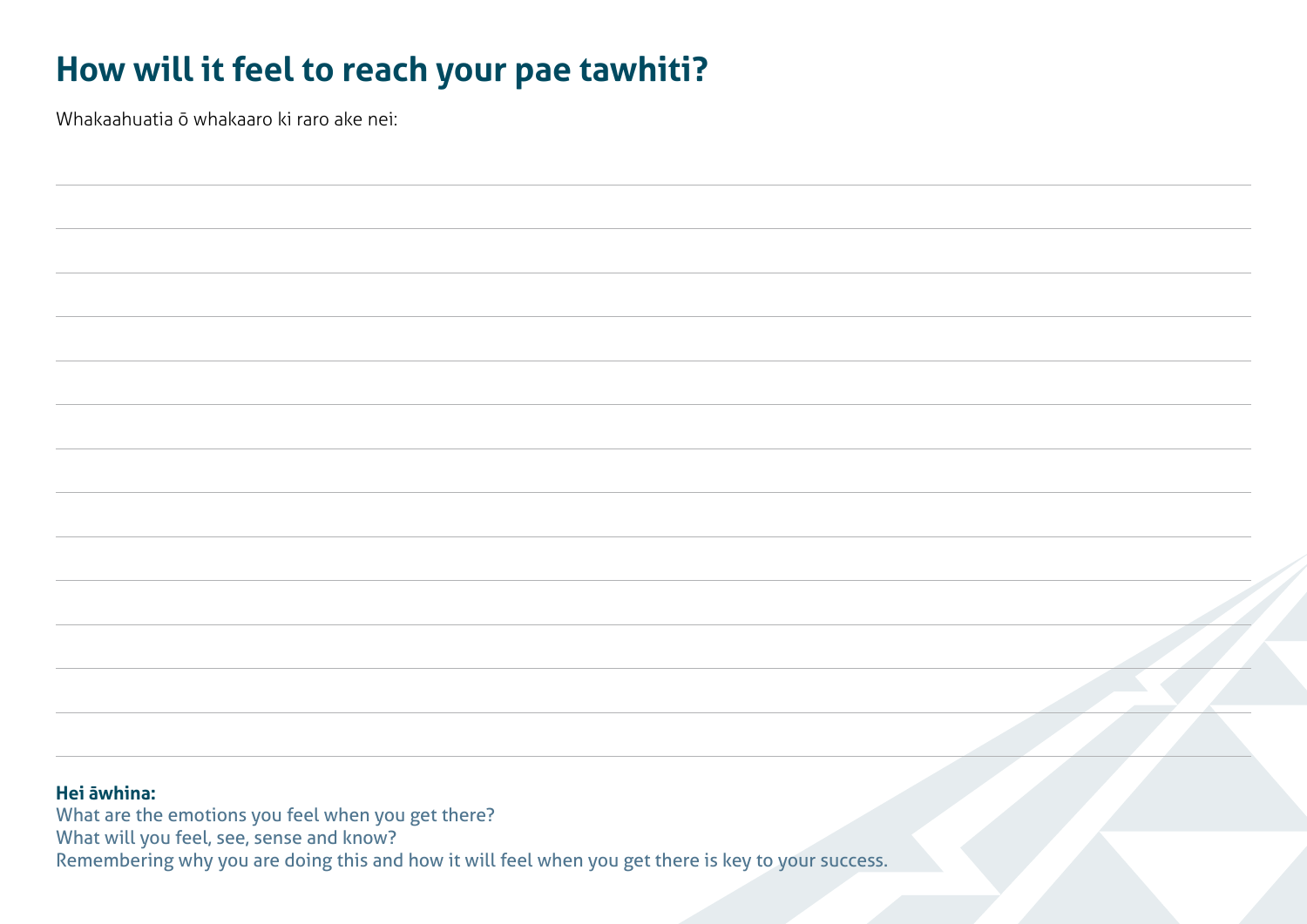# How will it feel to reach your pae tawhiti?

Whakaahuatia ō whakaaro ki raro ake nei:

**Hei āwhina:**

What are the emotions you feel when you get there?
What will you feel, see, sense and know?
Remembering why you are doing this and how it will feel when you get there is key to your success.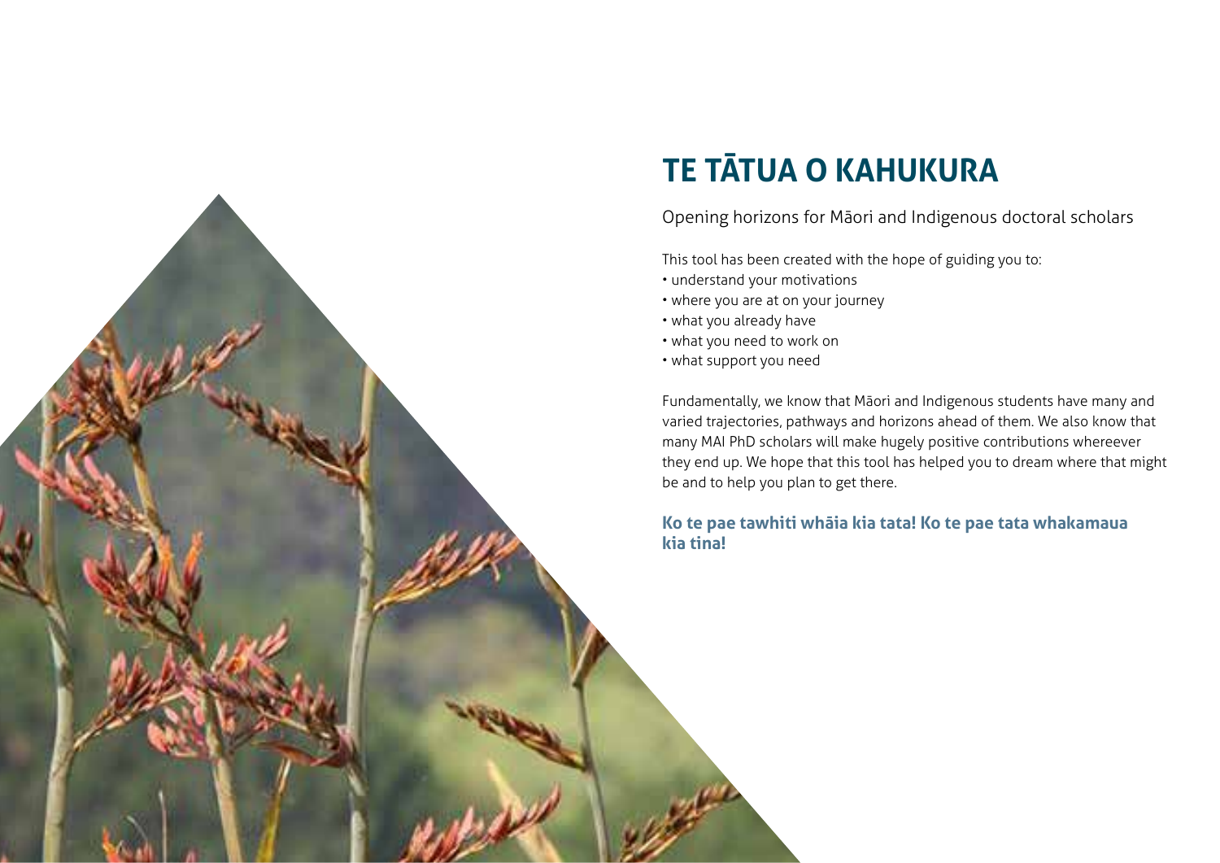# TE TĀTUA O KAHUKURA

Opening horizons for Māori and Indigenous doctoral scholars

This tool has been created with the hope of guiding you to:

- understand your motivations
- where you are at on your journey
- what you already have
- what you need to work on
- what support you need

Fundamentally, we know that Māori and Indigenous students have many and varied trajectories, pathways and horizons ahead of them. We also know that many MAI PhD scholars will make hugely positive contributions whereever they end up. We hope that this tool has helped you to dream where that might be and to help you plan to get there.

**Ko te pae tawhiti whāia kia tata! Ko te pae tata whakamaua kia tina!**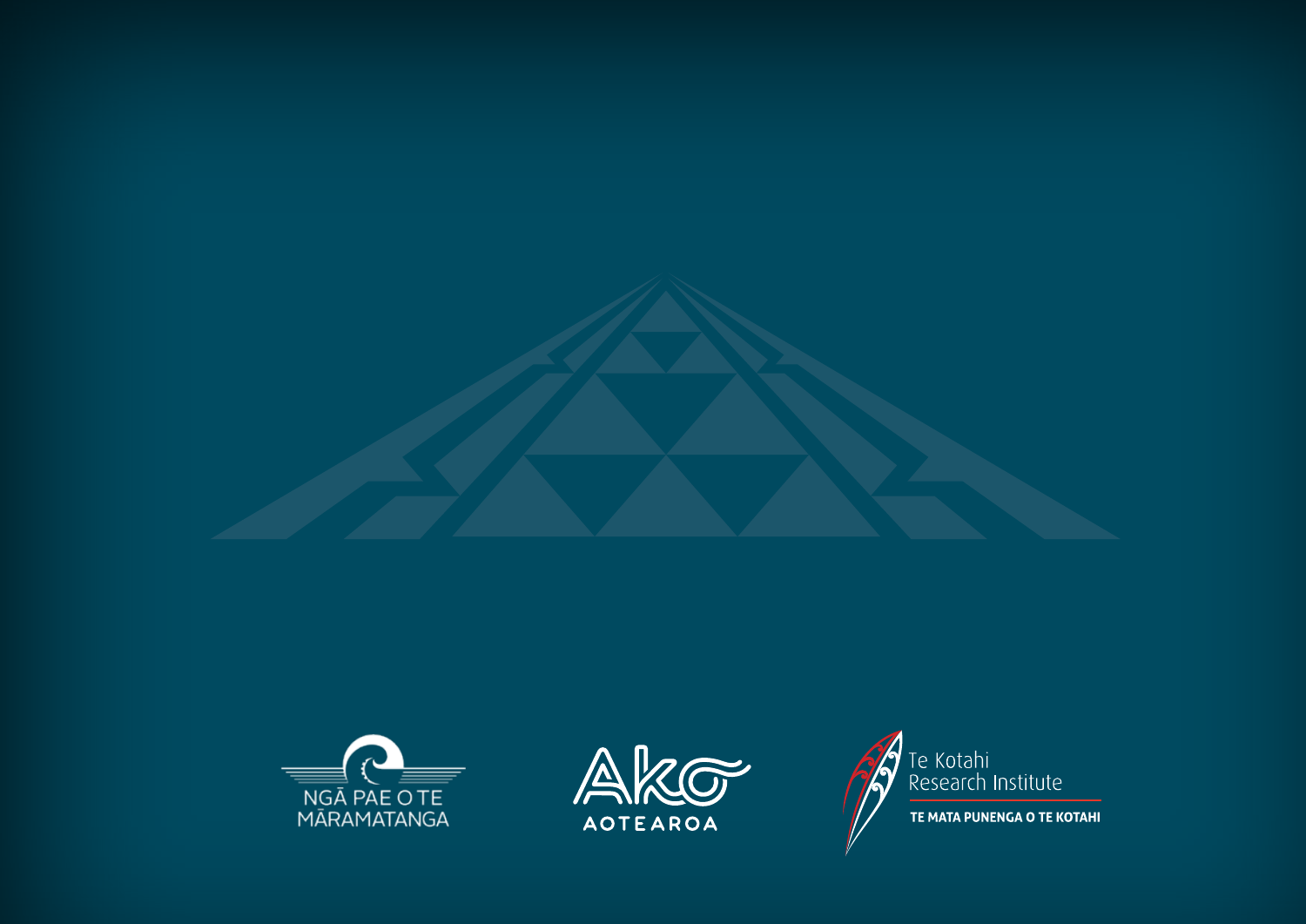NGĀ PAE O TE MĀRAMATANGA

AOTEAROA

Te Kotahi Research Institute

TE MATA PUNENGA O TE KOTAHI